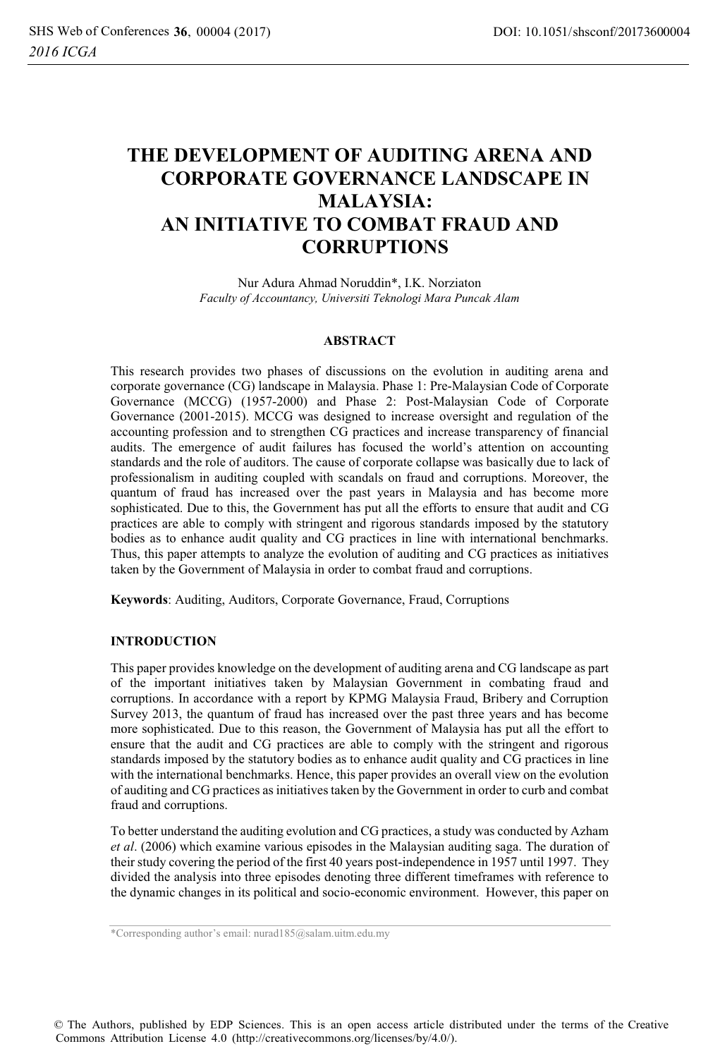# THE DEVELOPMENT OF AUDITING ARENA AND CORPORATE GOVERNANCE LANDSCAPE IN MALAYSIA: AN INITIATIVE TO COMBAT FRAUD AND CORRUPTIONS

Nur Adura Ahmad Noruddin*, I.K. Norziaton

*Faculty of Accountancy, Universiti Teknologi Mara Puncak Alam*

## ABSTRACT

This research provides two phases of discussions on the evolution in auditing arena and corporate governance (CG) landscape in Malaysia. Phase 1: Pre-Malaysian Code of Corporate Governance (MCCG) (1957-2000) and Phase 2: Post-Malaysian Code of Corporate Governance (2001-2015). MCCG was designed to increase oversight and regulation of the accounting profession and to strengthen CG practices and increase transparency of financial audits. The emergence of audit failures has focused the world's attention on accounting standards and the role of auditors. The cause of corporate collapse was basically due to lack of professionalism in auditing coupled with scandals on fraud and corruptions. Moreover, the quantum of fraud has increased over the past years in Malaysia and has become more sophisticated. Due to this, the Government has put all the efforts to ensure that audit and CG practices are able to comply with stringent and rigorous standards imposed by the statutory bodies as to enhance audit quality and CG practices in line with international benchmarks. Thus, this paper attempts to analyze the evolution of auditing and CG practices as initiatives taken by the Government of Malaysia in order to combat fraud and corruptions.

**Keywords**: Auditing, Auditors, Corporate Governance, Fraud, Corruptions

## INTRODUCTION

This paper provides knowledge on the development of auditing arena and CG landscape as part of the important initiatives taken by Malaysian Government in combating fraud and corruptions. In accordance with a report by KPMG Malaysia Fraud, Bribery and Corruption Survey 2013, the quantum of fraud has increased over the past three years and has become more sophisticated. Due to this reason, the Government of Malaysia has put all the effort to ensure that the audit and CG practices are able to comply with the stringent and rigorous standards imposed by the statutory bodies as to enhance audit quality and CG practices in line with the international benchmarks. Hence, this paper provides an overall view on the evolution of auditing and CG practices as initiatives taken by the Government in order to curb and combat fraud and corruptions.

To better understand the auditing evolution and CG practices, a study was conducted by Azham *et al*. (2006) which examine various episodes in the Malaysian auditing saga. The duration of their study covering the period of the first 40 years post-independence in 1957 until 1997. They divided the analysis into three episodes denoting three different timeframes with reference to the dynamic changes in its political and socio-economic environment. However, this paper on

*Corresponding author's email: nurad185@salam.uitm.edu.my

© The Authors, published by EDP Sciences. This is an open access article distributed under the terms of the Creative Commons Attribution License 4.0 (http://creativecommons.org/licenses/by/4.0/).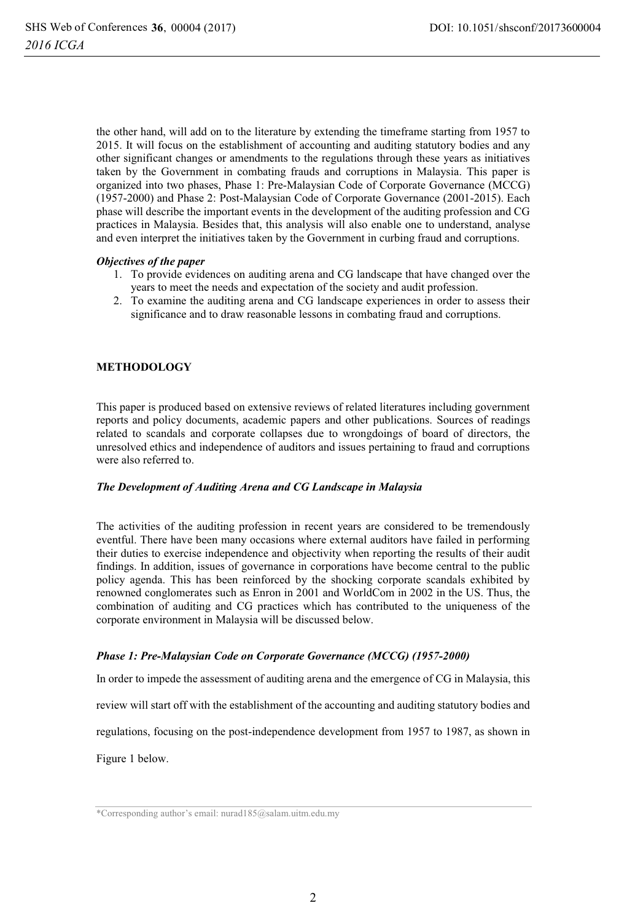the other hand, will add on to the literature by extending the timeframe starting from 1957 to 2015. It will focus on the establishment of accounting and auditing statutory bodies and any other significant changes or amendments to the regulations through these years as initiatives taken by the Government in combating frauds and corruptions in Malaysia. This paper is organized into two phases, Phase 1: Pre-Malaysian Code of Corporate Governance (MCCG) (1957-2000) and Phase 2: Post-Malaysian Code of Corporate Governance (2001-2015). Each phase will describe the important events in the development of the auditing profession and CG practices in Malaysia. Besides that, this analysis will also enable one to understand, analyse and even interpret the initiatives taken by the Government in curbing fraud and corruptions.

***Objectives of the paper***

1. To provide evidences on auditing arena and CG landscape that have changed over the years to meet the needs and expectation of the society and audit profession.
2. To examine the auditing arena and CG landscape experiences in order to assess their significance and to draw reasonable lessons in combating fraud and corruptions.

## METHODOLOGY

This paper is produced based on extensive reviews of related literatures including government reports and policy documents, academic papers and other publications. Sources of readings related to scandals and corporate collapses due to wrongdoings of board of directors, the unresolved ethics and independence of auditors and issues pertaining to fraud and corruptions were also referred to.

### *The Development of Auditing Arena and CG Landscape in Malaysia*

The activities of the auditing profession in recent years are considered to be tremendously eventful. There have been many occasions where external auditors have failed in performing their duties to exercise independence and objectivity when reporting the results of their audit findings. In addition, issues of governance in corporations have become central to the public policy agenda. This has been reinforced by the shocking corporate scandals exhibited by renowned conglomerates such as Enron in 2001 and WorldCom in 2002 in the US. Thus, the combination of auditing and CG practices which has contributed to the uniqueness of the corporate environment in Malaysia will be discussed below.

### *Phase 1: Pre-Malaysian Code on Corporate Governance (MCCG) (1957-2000)*

In order to impede the assessment of auditing arena and the emergence of CG in Malaysia, this review will start off with the establishment of the accounting and auditing statutory bodies and regulations, focusing on the post-independence development from 1957 to 1987, as shown in Figure 1 below.

*Corresponding author's email: nurad185@salam.uitm.edu.my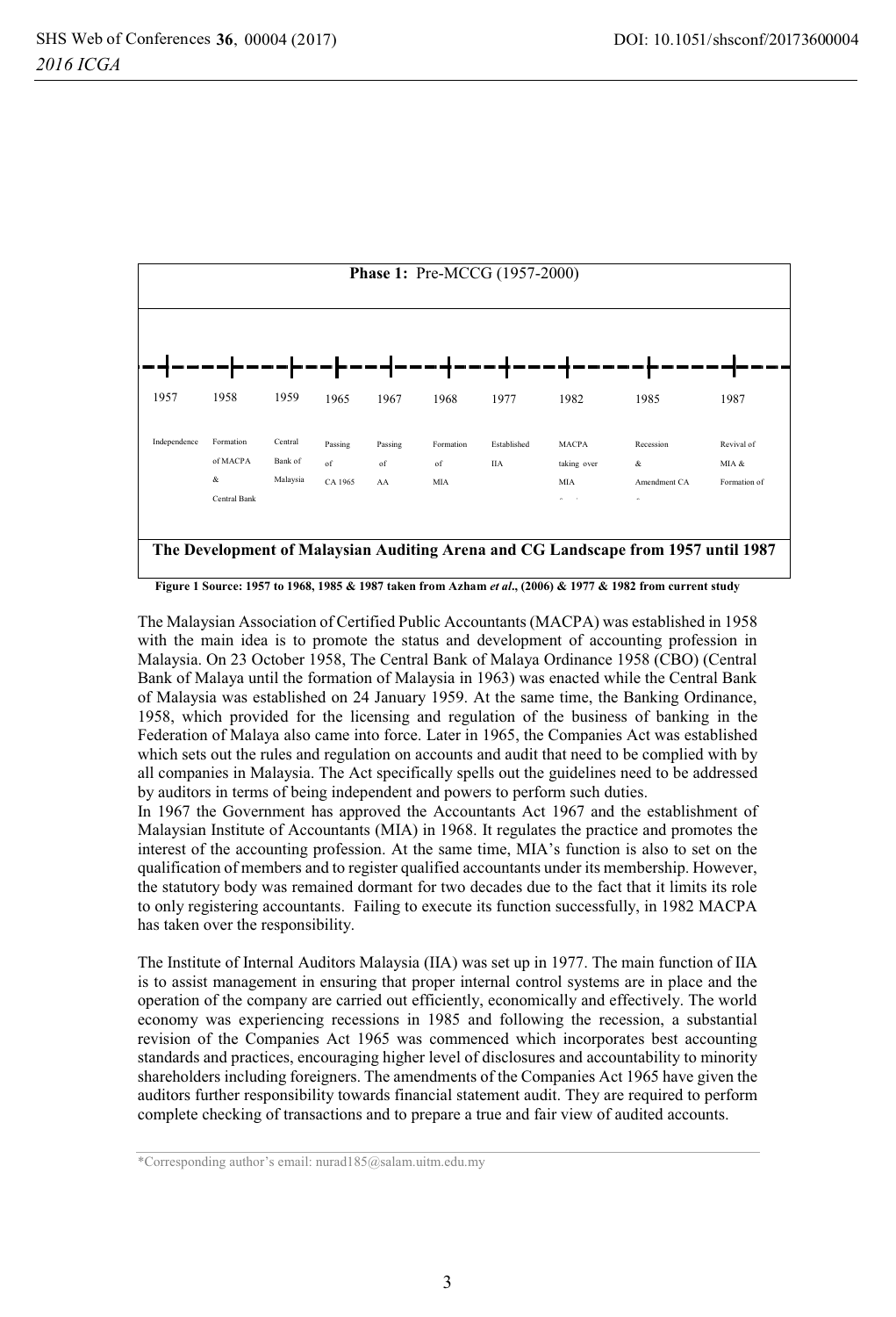**Phase 1:** Pre-MCCG (1957-2000)

| 1957 | 1958 | 1959 | 1965 | 1967 | 1968 | 1977 | 1982 | 1985 | 1987 |
|---|---|---|---|---|---|---|---|---|---|
| Independence | Formation of MACPA & Central Bank | Central Bank of Malaysia | Passing of CA 1965 | Passing of AA | Formation of MIA | Established IIA | MACPA taking over MIA | Recession & Amendment CA | Revival of MIA & Formation of |

**The Development of Malaysian Auditing Arena and CG Landscape from 1957 until 1987**

**Figure 1 Source: 1957 to 1968, 1985 & 1987 taken from Azham *et al*., (2006) & 1977 & 1982 from current study**

The Malaysian Association of Certified Public Accountants (MACPA) was established in 1958 with the main idea is to promote the status and development of accounting profession in Malaysia. On 23 October 1958, The Central Bank of Malaya Ordinance 1958 (CBO) (Central Bank of Malaya until the formation of Malaysia in 1963) was enacted while the Central Bank of Malaysia was established on 24 January 1959. At the same time, the Banking Ordinance, 1958, which provided for the licensing and regulation of the business of banking in the Federation of Malaya also came into force. Later in 1965, the Companies Act was established which sets out the rules and regulation on accounts and audit that need to be complied with by all companies in Malaysia. The Act specifically spells out the guidelines need to be addressed by auditors in terms of being independent and powers to perform such duties.
In 1967 the Government has approved the Accountants Act 1967 and the establishment of Malaysian Institute of Accountants (MIA) in 1968. It regulates the practice and promotes the interest of the accounting profession. At the same time, MIA's function is also to set on the qualification of members and to register qualified accountants under its membership. However, the statutory body was remained dormant for two decades due to the fact that it limits its role to only registering accountants. Failing to execute its function successfully, in 1982 MACPA has taken over the responsibility.

The Institute of Internal Auditors Malaysia (IIA) was set up in 1977. The main function of IIA is to assist management in ensuring that proper internal control systems are in place and the operation of the company are carried out efficiently, economically and effectively. The world economy was experiencing recessions in 1985 and following the recession, a substantial revision of the Companies Act 1965 was commenced which incorporates best accounting standards and practices, encouraging higher level of disclosures and accountability to minority shareholders including foreigners. The amendments of the Companies Act 1965 have given the auditors further responsibility towards financial statement audit. They are required to perform complete checking of transactions and to prepare a true and fair view of audited accounts.

*Corresponding author's email: nurad185@salam.uitm.edu.my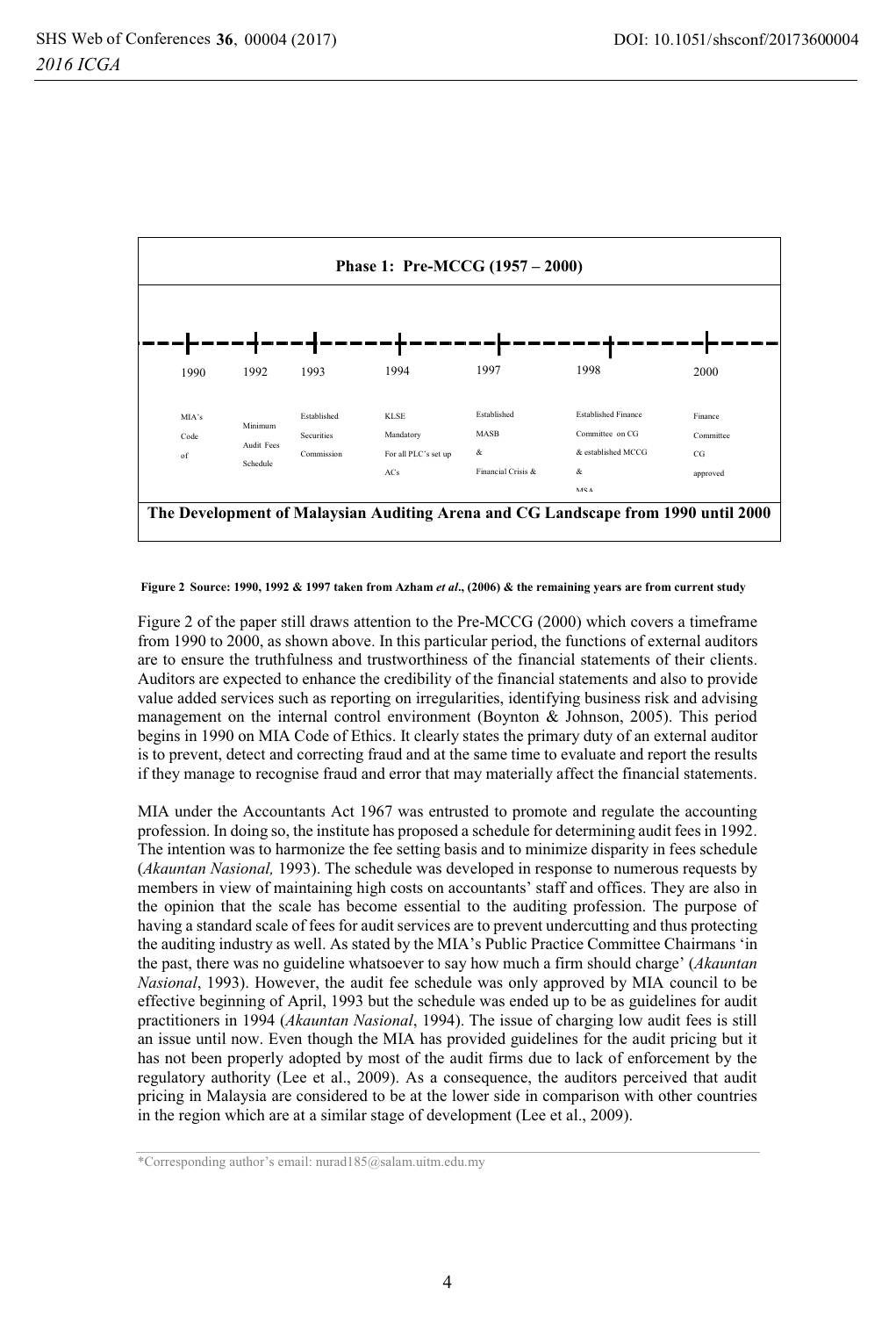**Phase 1: Pre-MCCG (1957 – 2000)**

| 1990 | 1992 | 1993 | 1994 | 1997 | 1998 | 2000 |
| --- | --- | --- | --- | --- | --- | --- |
| MIA's Code of | Minimum Audit Fees Schedule | Established Securities Commission | KLSE Mandatory For all PLC's set up ACs | Established MASB & Financial Crisis & | Established Finance Committee on CG & established MCCG & MSA | Finance Committee CG approved |

**The Development of Malaysian Auditing Arena and CG Landscape from 1990 until 2000**

**Figure 2 Source: 1990, 1992 & 1997 taken from Azham *et al*., (2006) & the remaining years are from current study**

Figure 2 of the paper still draws attention to the Pre-MCCG (2000) which covers a timeframe from 1990 to 2000, as shown above. In this particular period, the functions of external auditors are to ensure the truthfulness and trustworthiness of the financial statements of their clients. Auditors are expected to enhance the credibility of the financial statements and also to provide value added services such as reporting on irregularities, identifying business risk and advising management on the internal control environment (Boynton & Johnson, 2005). This period begins in 1990 on MIA Code of Ethics. It clearly states the primary duty of an external auditor is to prevent, detect and correcting fraud and at the same time to evaluate and report the results if they manage to recognise fraud and error that may materially affect the financial statements.

MIA under the Accountants Act 1967 was entrusted to promote and regulate the accounting profession. In doing so, the institute has proposed a schedule for determining audit fees in 1992. The intention was to harmonize the fee setting basis and to minimize disparity in fees schedule (*Akauntan Nasional,* 1993). The schedule was developed in response to numerous requests by members in view of maintaining high costs on accountants' staff and offices. They are also in the opinion that the scale has become essential to the auditing profession. The purpose of having a standard scale of fees for audit services are to prevent undercutting and thus protecting the auditing industry as well. As stated by the MIA's Public Practice Committee Chairmans 'in the past, there was no guideline whatsoever to say how much a firm should charge' (*Akauntan Nasional*, 1993). However, the audit fee schedule was only approved by MIA council to be effective beginning of April, 1993 but the schedule was ended up to be as guidelines for audit practitioners in 1994 (*Akauntan Nasional*, 1994). The issue of charging low audit fees is still an issue until now. Even though the MIA has provided guidelines for the audit pricing but it has not been properly adopted by most of the audit firms due to lack of enforcement by the regulatory authority (Lee et al., 2009). As a consequence, the auditors perceived that audit pricing in Malaysia are considered to be at the lower side in comparison with other countries in the region which are at a similar stage of development (Lee et al., 2009).

*Corresponding author's email: nurad185@salam.uitm.edu.my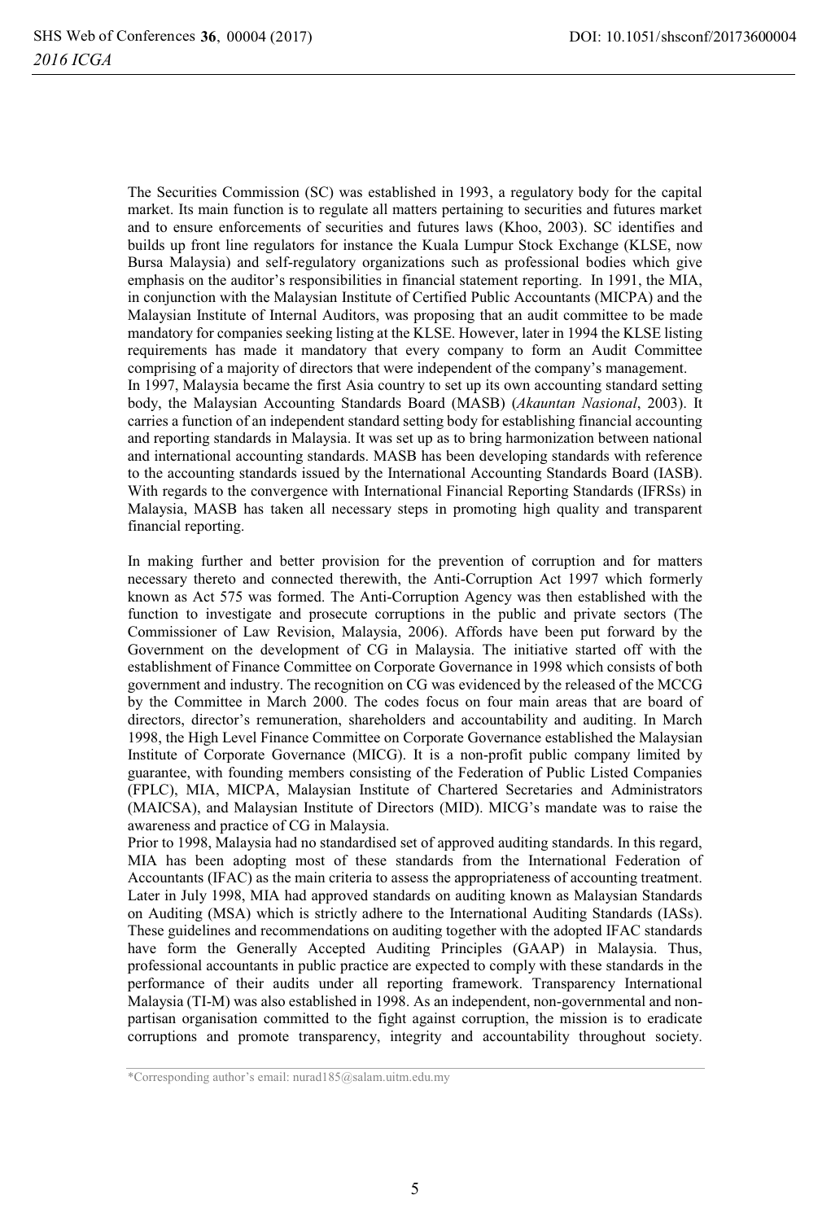The Securities Commission (SC) was established in 1993, a regulatory body for the capital market. Its main function is to regulate all matters pertaining to securities and futures market and to ensure enforcements of securities and futures laws (Khoo, 2003). SC identifies and builds up front line regulators for instance the Kuala Lumpur Stock Exchange (KLSE, now Bursa Malaysia) and self-regulatory organizations such as professional bodies which give emphasis on the auditor's responsibilities in financial statement reporting. In 1991, the MIA, in conjunction with the Malaysian Institute of Certified Public Accountants (MICPA) and the Malaysian Institute of Internal Auditors, was proposing that an audit committee to be made mandatory for companies seeking listing at the KLSE. However, later in 1994 the KLSE listing requirements has made it mandatory that every company to form an Audit Committee comprising of a majority of directors that were independent of the company's management.

In 1997, Malaysia became the first Asia country to set up its own accounting standard setting body, the Malaysian Accounting Standards Board (MASB) (*Akauntan Nasional*, 2003). It carries a function of an independent standard setting body for establishing financial accounting and reporting standards in Malaysia. It was set up as to bring harmonization between national and international accounting standards. MASB has been developing standards with reference to the accounting standards issued by the International Accounting Standards Board (IASB). With regards to the convergence with International Financial Reporting Standards (IFRSs) in Malaysia, MASB has taken all necessary steps in promoting high quality and transparent financial reporting.

In making further and better provision for the prevention of corruption and for matters necessary thereto and connected therewith, the Anti-Corruption Act 1997 which formerly known as Act 575 was formed. The Anti-Corruption Agency was then established with the function to investigate and prosecute corruptions in the public and private sectors (The Commissioner of Law Revision, Malaysia, 2006). Affords have been put forward by the Government on the development of CG in Malaysia. The initiative started off with the establishment of Finance Committee on Corporate Governance in 1998 which consists of both government and industry. The recognition on CG was evidenced by the released of the MCCG by the Committee in March 2000. The codes focus on four main areas that are board of directors, director's remuneration, shareholders and accountability and auditing. In March 1998, the High Level Finance Committee on Corporate Governance established the Malaysian Institute of Corporate Governance (MICG). It is a non-profit public company limited by guarantee, with founding members consisting of the Federation of Public Listed Companies (FPLC), MIA, MICPA, Malaysian Institute of Chartered Secretaries and Administrators (MAICSA), and Malaysian Institute of Directors (MID). MICG's mandate was to raise the awareness and practice of CG in Malaysia.

Prior to 1998, Malaysia had no standardised set of approved auditing standards. In this regard, MIA has been adopting most of these standards from the International Federation of Accountants (IFAC) as the main criteria to assess the appropriateness of accounting treatment. Later in July 1998, MIA had approved standards on auditing known as Malaysian Standards on Auditing (MSA) which is strictly adhere to the International Auditing Standards (IASs). These guidelines and recommendations on auditing together with the adopted IFAC standards have form the Generally Accepted Auditing Principles (GAAP) in Malaysia. Thus, professional accountants in public practice are expected to comply with these standards in the performance of their audits under all reporting framework. Transparency International Malaysia (TI-M) was also established in 1998. As an independent, non-governmental and non-partisan organisation committed to the fight against corruption, the mission is to eradicate corruptions and promote transparency, integrity and accountability throughout society.

*Corresponding author's email: nurad185@salam.uitm.edu.my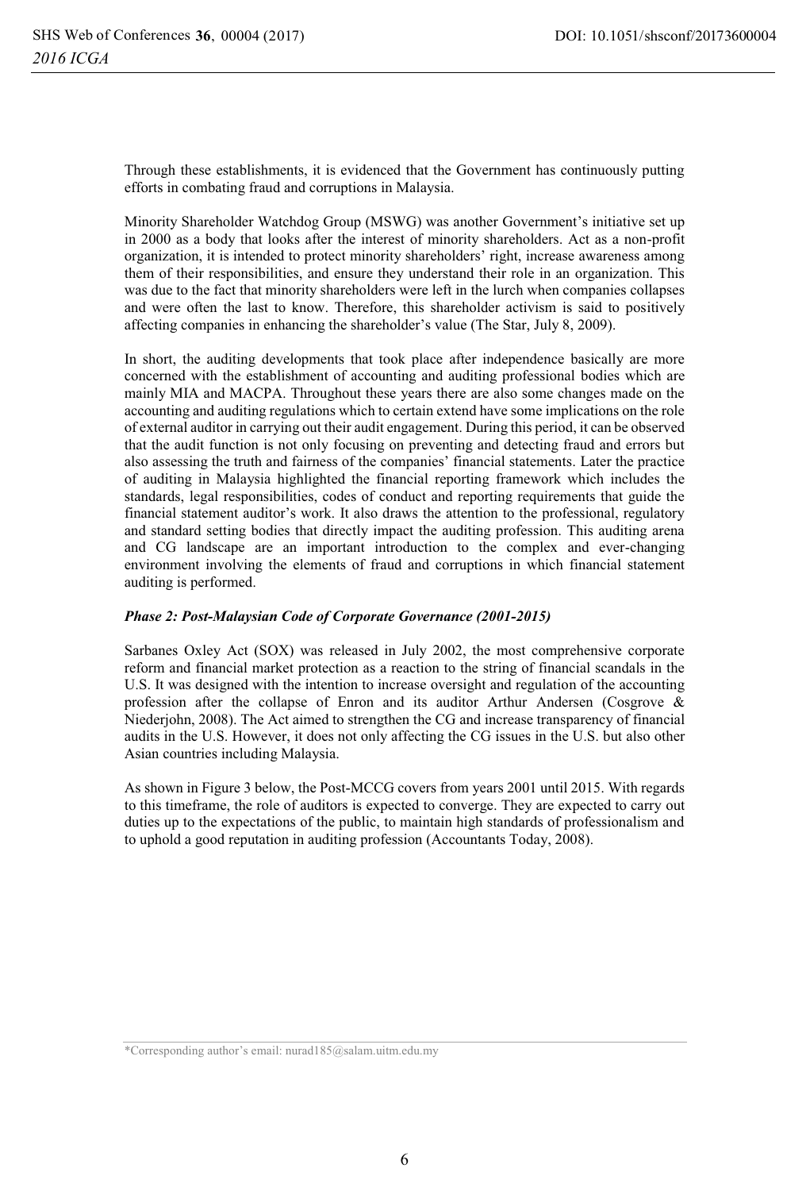Through these establishments, it is evidenced that the Government has continuously putting efforts in combating fraud and corruptions in Malaysia.

Minority Shareholder Watchdog Group (MSWG) was another Government's initiative set up in 2000 as a body that looks after the interest of minority shareholders. Act as a non-profit organization, it is intended to protect minority shareholders' right, increase awareness among them of their responsibilities, and ensure they understand their role in an organization. This was due to the fact that minority shareholders were left in the lurch when companies collapses and were often the last to know. Therefore, this shareholder activism is said to positively affecting companies in enhancing the shareholder's value (The Star, July 8, 2009).

In short, the auditing developments that took place after independence basically are more concerned with the establishment of accounting and auditing professional bodies which are mainly MIA and MACPA. Throughout these years there are also some changes made on the accounting and auditing regulations which to certain extend have some implications on the role of external auditor in carrying out their audit engagement. During this period, it can be observed that the audit function is not only focusing on preventing and detecting fraud and errors but also assessing the truth and fairness of the companies' financial statements. Later the practice of auditing in Malaysia highlighted the financial reporting framework which includes the standards, legal responsibilities, codes of conduct and reporting requirements that guide the financial statement auditor's work. It also draws the attention to the professional, regulatory and standard setting bodies that directly impact the auditing profession. This auditing arena and CG landscape are an important introduction to the complex and ever-changing environment involving the elements of fraud and corruptions in which financial statement auditing is performed.

***Phase 2: Post-Malaysian Code of Corporate Governance (2001-2015)***

Sarbanes Oxley Act (SOX) was released in July 2002, the most comprehensive corporate reform and financial market protection as a reaction to the string of financial scandals in the U.S. It was designed with the intention to increase oversight and regulation of the accounting profession after the collapse of Enron and its auditor Arthur Andersen (Cosgrove & Niederjohn, 2008). The Act aimed to strengthen the CG and increase transparency of financial audits in the U.S. However, it does not only affecting the CG issues in the U.S. but also other Asian countries including Malaysia.

As shown in Figure 3 below, the Post-MCCG covers from years 2001 until 2015. With regards to this timeframe, the role of auditors is expected to converge. They are expected to carry out duties up to the expectations of the public, to maintain high standards of professionalism and to uphold a good reputation in auditing profession (Accountants Today, 2008).

*Corresponding author's email: nurad185@salam.uitm.edu.my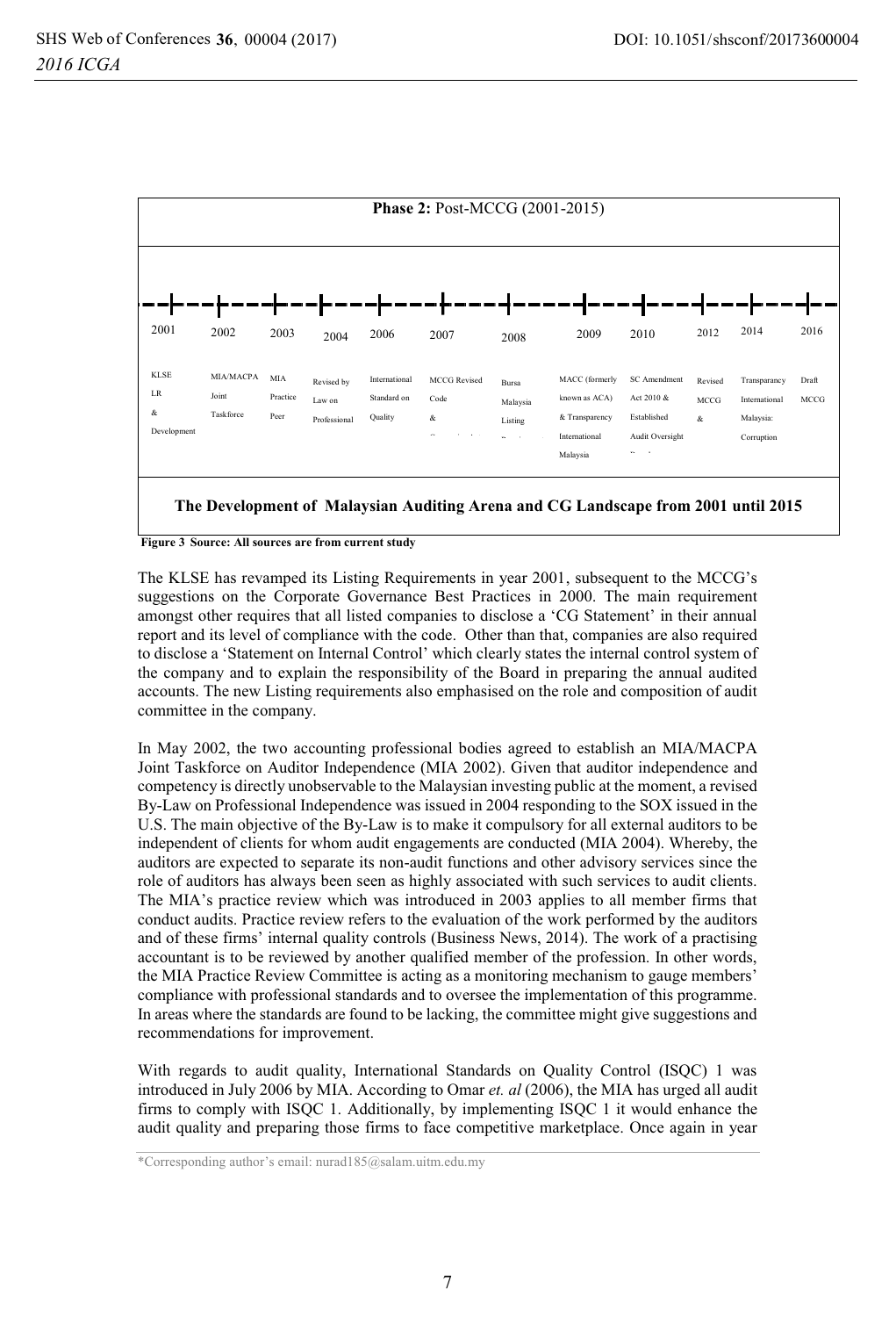**Phase 2:** Post-MCCG (2001-2015)

| 2001 | 2002 | 2003 | 2004 | 2006 | 2007 | 2008 | 2009 | 2010 | 2012 | 2014 | 2016 |
|---|---|---|---|---|---|---|---|---|---|---|---|
| KLSE LR & Development | MIA/MACPA Joint Taskforce | MIA Practice Peer | Revised by Law on Professional | International Standard on Quality | MCCG Revised Code & | Bursa Malaysia Listing | MACC (formerly known as ACA) & Transparency International Malaysia | SC Amendment Act 2010 & Established Audit Oversight | Revised MCCG & | Transparency International Malaysia: Corruption | Draft MCCG |

**The Development of Malaysian Auditing Arena and CG Landscape from 2001 until 2015**

**Figure 3 Source: All sources are from current study**

The KLSE has revamped its Listing Requirements in year 2001, subsequent to the MCCG's suggestions on the Corporate Governance Best Practices in 2000. The main requirement amongst other requires that all listed companies to disclose a 'CG Statement' in their annual report and its level of compliance with the code. Other than that, companies are also required to disclose a 'Statement on Internal Control' which clearly states the internal control system of the company and to explain the responsibility of the Board in preparing the annual audited accounts. The new Listing requirements also emphasised on the role and composition of audit committee in the company.

In May 2002, the two accounting professional bodies agreed to establish an MIA/MACPA Joint Taskforce on Auditor Independence (MIA 2002). Given that auditor independence and competency is directly unobservable to the Malaysian investing public at the moment, a revised By-Law on Professional Independence was issued in 2004 responding to the SOX issued in the U.S. The main objective of the By-Law is to make it compulsory for all external auditors to be independent of clients for whom audit engagements are conducted (MIA 2004). Whereby, the auditors are expected to separate its non-audit functions and other advisory services since the role of auditors has always been seen as highly associated with such services to audit clients. The MIA's practice review which was introduced in 2003 applies to all member firms that conduct audits. Practice review refers to the evaluation of the work performed by the auditors and of these firms' internal quality controls (Business News, 2014). The work of a practising accountant is to be reviewed by another qualified member of the profession. In other words, the MIA Practice Review Committee is acting as a monitoring mechanism to gauge members' compliance with professional standards and to oversee the implementation of this programme. In areas where the standards are found to be lacking, the committee might give suggestions and recommendations for improvement.

With regards to audit quality, International Standards on Quality Control (ISQC) 1 was introduced in July 2006 by MIA. According to Omar *et. al* (2006), the MIA has urged all audit firms to comply with ISQC 1. Additionally, by implementing ISQC 1 it would enhance the audit quality and preparing those firms to face competitive marketplace. Once again in year

*Corresponding author's email: nurad185@salam.uitm.edu.my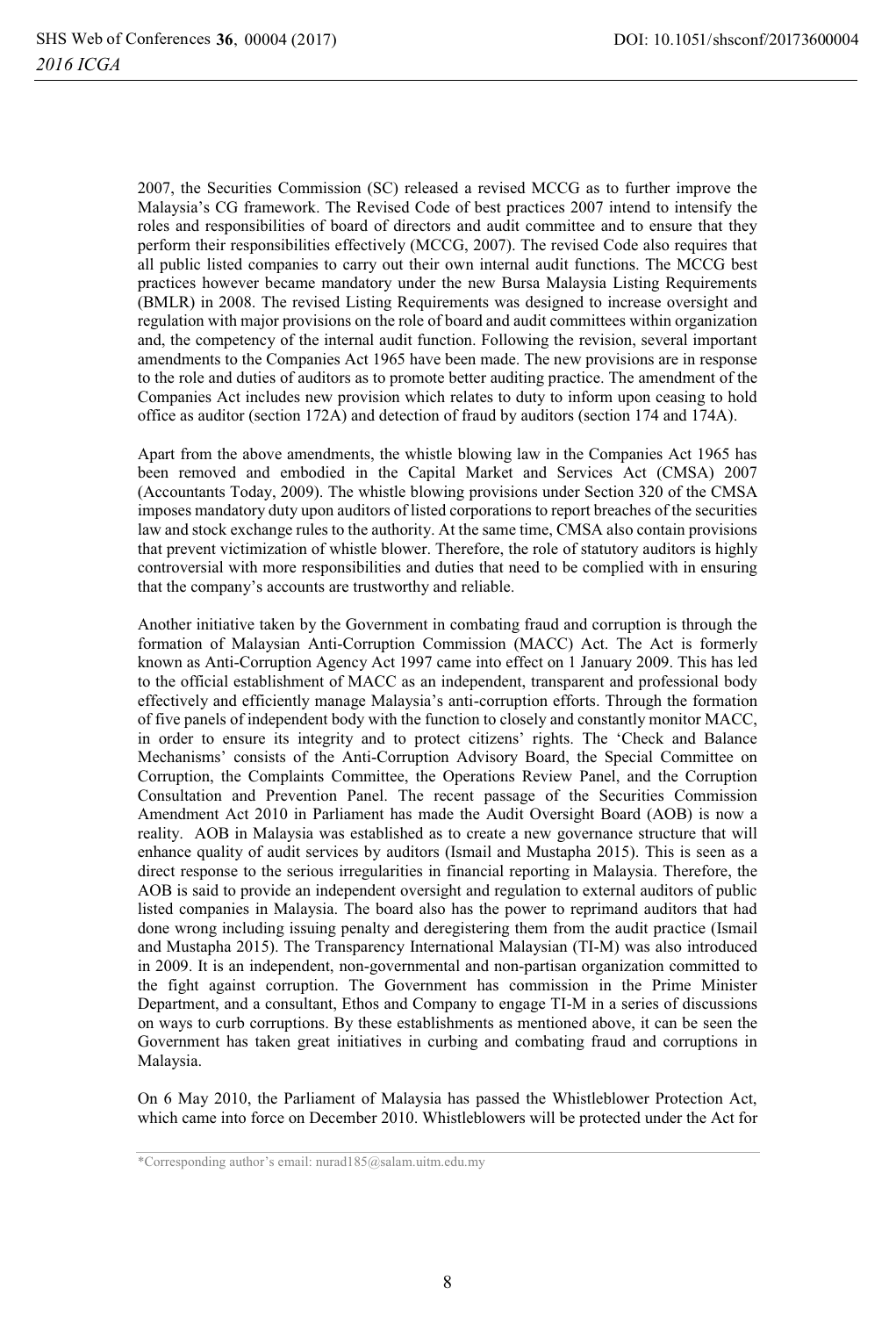2007, the Securities Commission (SC) released a revised MCCG as to further improve the Malaysia's CG framework. The Revised Code of best practices 2007 intend to intensify the roles and responsibilities of board of directors and audit committee and to ensure that they perform their responsibilities effectively (MCCG, 2007). The revised Code also requires that all public listed companies to carry out their own internal audit functions. The MCCG best practices however became mandatory under the new Bursa Malaysia Listing Requirements (BMLR) in 2008. The revised Listing Requirements was designed to increase oversight and regulation with major provisions on the role of board and audit committees within organization and, the competency of the internal audit function. Following the revision, several important amendments to the Companies Act 1965 have been made. The new provisions are in response to the role and duties of auditors as to promote better auditing practice. The amendment of the Companies Act includes new provision which relates to duty to inform upon ceasing to hold office as auditor (section 172A) and detection of fraud by auditors (section 174 and 174A).

Apart from the above amendments, the whistle blowing law in the Companies Act 1965 has been removed and embodied in the Capital Market and Services Act (CMSA) 2007 (Accountants Today, 2009). The whistle blowing provisions under Section 320 of the CMSA imposes mandatory duty upon auditors of listed corporations to report breaches of the securities law and stock exchange rules to the authority. At the same time, CMSA also contain provisions that prevent victimization of whistle blower. Therefore, the role of statutory auditors is highly controversial with more responsibilities and duties that need to be complied with in ensuring that the company's accounts are trustworthy and reliable.

Another initiative taken by the Government in combating fraud and corruption is through the formation of Malaysian Anti-Corruption Commission (MACC) Act. The Act is formerly known as Anti-Corruption Agency Act 1997 came into effect on 1 January 2009. This has led to the official establishment of MACC as an independent, transparent and professional body effectively and efficiently manage Malaysia's anti-corruption efforts. Through the formation of five panels of independent body with the function to closely and constantly monitor MACC, in order to ensure its integrity and to protect citizens' rights. The 'Check and Balance Mechanisms' consists of the Anti-Corruption Advisory Board, the Special Committee on Corruption, the Complaints Committee, the Operations Review Panel, and the Corruption Consultation and Prevention Panel. The recent passage of the Securities Commission Amendment Act 2010 in Parliament has made the Audit Oversight Board (AOB) is now a reality. AOB in Malaysia was established as to create a new governance structure that will enhance quality of audit services by auditors (Ismail and Mustapha 2015). This is seen as a direct response to the serious irregularities in financial reporting in Malaysia. Therefore, the AOB is said to provide an independent oversight and regulation to external auditors of public listed companies in Malaysia. The board also has the power to reprimand auditors that had done wrong including issuing penalty and deregistering them from the audit practice (Ismail and Mustapha 2015). The Transparency International Malaysian (TI-M) was also introduced in 2009. It is an independent, non-governmental and non-partisan organization committed to the fight against corruption. The Government has commission in the Prime Minister Department, and a consultant, Ethos and Company to engage TI-M in a series of discussions on ways to curb corruptions. By these establishments as mentioned above, it can be seen the Government has taken great initiatives in curbing and combating fraud and corruptions in Malaysia.

On 6 May 2010, the Parliament of Malaysia has passed the Whistleblower Protection Act, which came into force on December 2010. Whistleblowers will be protected under the Act for

*Corresponding author's email: nurad185@salam.uitm.edu.my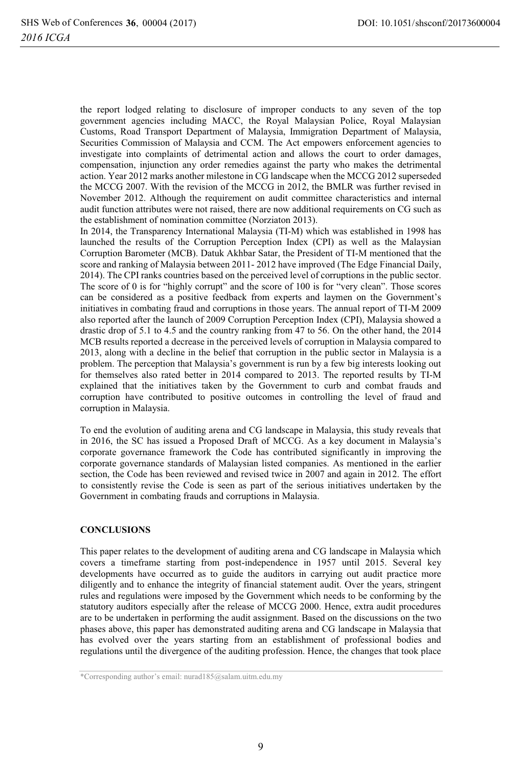the report lodged relating to disclosure of improper conducts to any seven of the top government agencies including MACC, the Royal Malaysian Police, Royal Malaysian Customs, Road Transport Department of Malaysia, Immigration Department of Malaysia, Securities Commission of Malaysia and CCM. The Act empowers enforcement agencies to investigate into complaints of detrimental action and allows the court to order damages, compensation, injunction any order remedies against the party who makes the detrimental action. Year 2012 marks another milestone in CG landscape when the MCCG 2012 superseded the MCCG 2007. With the revision of the MCCG in 2012, the BMLR was further revised in November 2012. Although the requirement on audit committee characteristics and internal audit function attributes were not raised, there are now additional requirements on CG such as the establishment of nomination committee (Norziaton 2013).

In 2014, the Transparency International Malaysia (TI-M) which was established in 1998 has launched the results of the Corruption Perception Index (CPI) as well as the Malaysian Corruption Barometer (MCB). Datuk Akhbar Satar, the President of TI-M mentioned that the score and ranking of Malaysia between 2011- 2012 have improved (The Edge Financial Daily, 2014). The CPI ranks countries based on the perceived level of corruptions in the public sector. The score of 0 is for "highly corrupt" and the score of 100 is for "very clean". Those scores can be considered as a positive feedback from experts and laymen on the Government's initiatives in combating fraud and corruptions in those years. The annual report of TI-M 2009 also reported after the launch of 2009 Corruption Perception Index (CPI), Malaysia showed a drastic drop of 5.1 to 4.5 and the country ranking from 47 to 56. On the other hand, the 2014 MCB results reported a decrease in the perceived levels of corruption in Malaysia compared to 2013, along with a decline in the belief that corruption in the public sector in Malaysia is a problem. The perception that Malaysia's government is run by a few big interests looking out for themselves also rated better in 2014 compared to 2013. The reported results by TI-M explained that the initiatives taken by the Government to curb and combat frauds and corruption have contributed to positive outcomes in controlling the level of fraud and corruption in Malaysia.

To end the evolution of auditing arena and CG landscape in Malaysia, this study reveals that in 2016, the SC has issued a Proposed Draft of MCCG. As a key document in Malaysia's corporate governance framework the Code has contributed significantly in improving the corporate governance standards of Malaysian listed companies. As mentioned in the earlier section, the Code has been reviewed and revised twice in 2007 and again in 2012. The effort to consistently revise the Code is seen as part of the serious initiatives undertaken by the Government in combating frauds and corruptions in Malaysia.

## CONCLUSIONS

This paper relates to the development of auditing arena and CG landscape in Malaysia which covers a timeframe starting from post-independence in 1957 until 2015. Several key developments have occurred as to guide the auditors in carrying out audit practice more diligently and to enhance the integrity of financial statement audit. Over the years, stringent rules and regulations were imposed by the Government which needs to be conforming by the statutory auditors especially after the release of MCCG 2000. Hence, extra audit procedures are to be undertaken in performing the audit assignment. Based on the discussions on the two phases above, this paper has demonstrated auditing arena and CG landscape in Malaysia that has evolved over the years starting from an establishment of professional bodies and regulations until the divergence of the auditing profession. Hence, the changes that took place

*Corresponding author's email: nurad185@salam.uitm.edu.my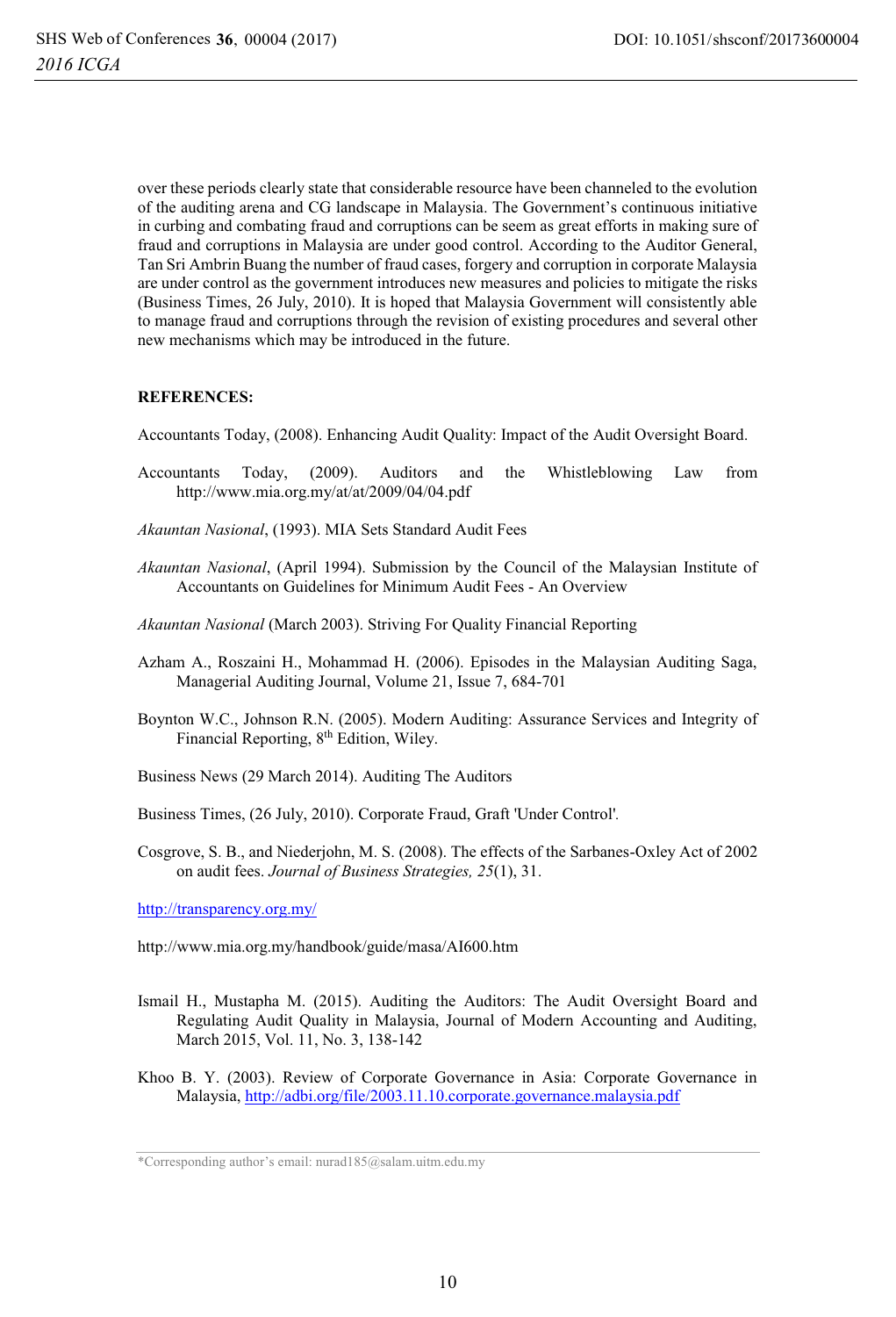over these periods clearly state that considerable resource have been channeled to the evolution of the auditing arena and CG landscape in Malaysia. The Government's continuous initiative in curbing and combating fraud and corruptions can be seem as great efforts in making sure of fraud and corruptions in Malaysia are under good control. According to the Auditor General, Tan Sri Ambrin Buang the number of fraud cases, forgery and corruption in corporate Malaysia are under control as the government introduces new measures and policies to mitigate the risks (Business Times, 26 July, 2010). It is hoped that Malaysia Government will consistently able to manage fraud and corruptions through the revision of existing procedures and several other new mechanisms which may be introduced in the future.

**REFERENCES:**

Accountants Today, (2008). Enhancing Audit Quality: Impact of the Audit Oversight Board.

Accountants Today, (2009). Auditors and the Whistleblowing Law from http://www.mia.org.my/at/at/2009/04/04.pdf

*Akauntan Nasional*, (1993). MIA Sets Standard Audit Fees

*Akauntan Nasional*, (April 1994). Submission by the Council of the Malaysian Institute of Accountants on Guidelines for Minimum Audit Fees - An Overview

*Akauntan Nasional* (March 2003). Striving For Quality Financial Reporting

Azham A., Roszaini H., Mohammad H. (2006). Episodes in the Malaysian Auditing Saga, Managerial Auditing Journal, Volume 21, Issue 7, 684-701

Boynton W.C., Johnson R.N. (2005). Modern Auditing: Assurance Services and Integrity of Financial Reporting, 8th Edition, Wiley.

Business News (29 March 2014). Auditing The Auditors

Business Times, (26 July, 2010). Corporate Fraud, Graft 'Under Control'.

Cosgrove, S. B., and Niederjohn, M. S. (2008). The effects of the Sarbanes-Oxley Act of 2002 on audit fees. *Journal of Business Strategies, 25*(1), 31.

http://transparency.org.my/

http://www.mia.org.my/handbook/guide/masa/AI600.htm

Ismail H., Mustapha M. (2015). Auditing the Auditors: The Audit Oversight Board and Regulating Audit Quality in Malaysia, Journal of Modern Accounting and Auditing, March 2015, Vol. 11, No. 3, 138-142

Khoo B. Y. (2003). Review of Corporate Governance in Asia: Corporate Governance in Malaysia, http://adbi.org/file/2003.11.10.corporate.governance.malaysia.pdf

*Corresponding author's email: nurad185@salam.uitm.edu.my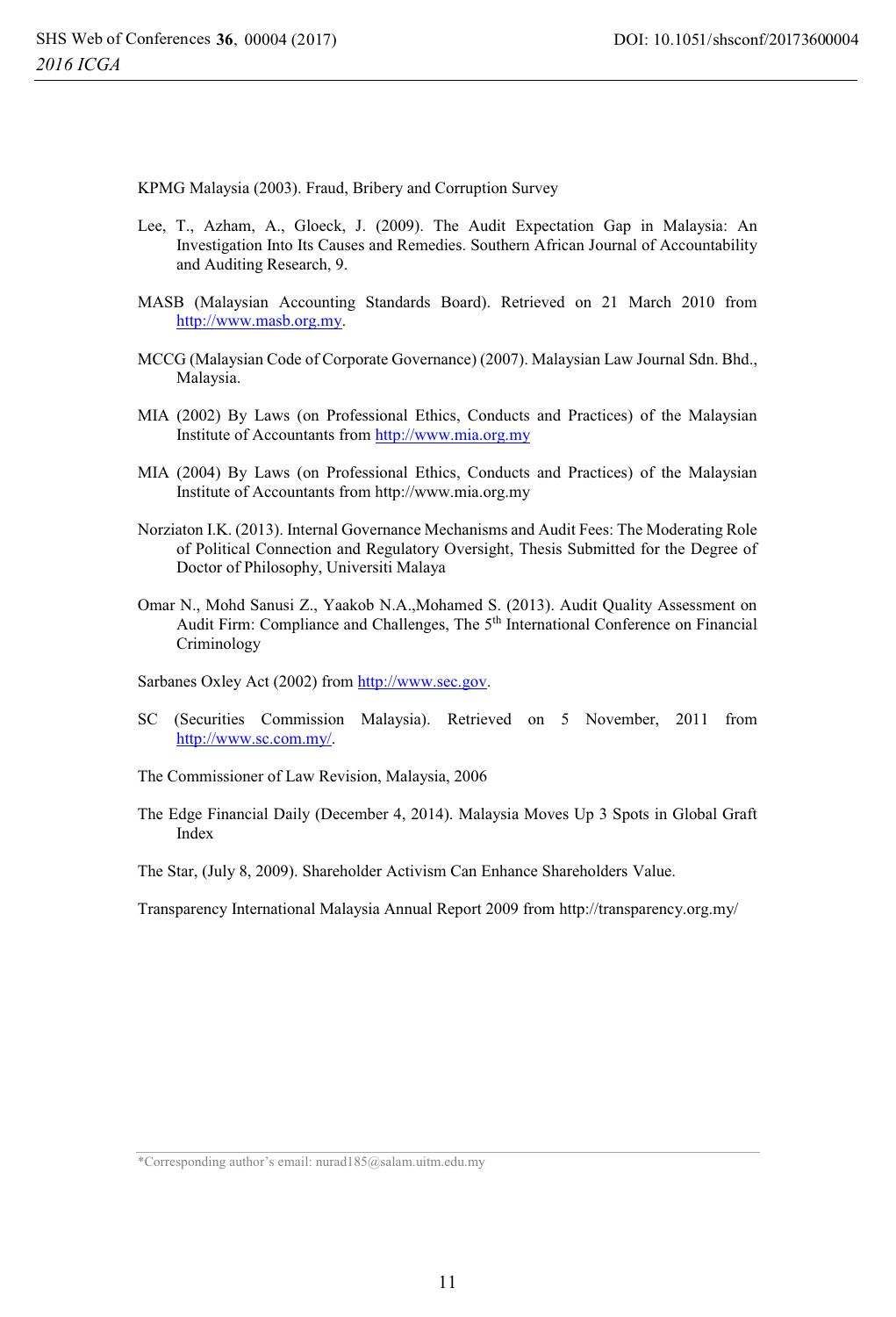KPMG Malaysia (2003). Fraud, Bribery and Corruption Survey

Lee, T., Azham, A., Gloeck, J. (2009). The Audit Expectation Gap in Malaysia: An Investigation Into Its Causes and Remedies. Southern African Journal of Accountability and Auditing Research, 9.

MASB (Malaysian Accounting Standards Board). Retrieved on 21 March 2010 from http://www.masb.org.my.

MCCG (Malaysian Code of Corporate Governance) (2007). Malaysian Law Journal Sdn. Bhd., Malaysia.

MIA (2002) By Laws (on Professional Ethics, Conducts and Practices) of the Malaysian Institute of Accountants from http://www.mia.org.my

MIA (2004) By Laws (on Professional Ethics, Conducts and Practices) of the Malaysian Institute of Accountants from http://www.mia.org.my

Norziaton I.K. (2013). Internal Governance Mechanisms and Audit Fees: The Moderating Role of Political Connection and Regulatory Oversight, Thesis Submitted for the Degree of Doctor of Philosophy, Universiti Malaya

Omar N., Mohd Sanusi Z., Yaakob N.A.,Mohamed S. (2013). Audit Quality Assessment on Audit Firm: Compliance and Challenges, The 5th International Conference on Financial Criminology

Sarbanes Oxley Act (2002) from http://www.sec.gov.

SC (Securities Commission Malaysia). Retrieved on 5 November, 2011 from http://www.sc.com.my/.

The Commissioner of Law Revision, Malaysia, 2006

The Edge Financial Daily (December 4, 2014). Malaysia Moves Up 3 Spots in Global Graft Index

The Star, (July 8, 2009). Shareholder Activism Can Enhance Shareholders Value.

Transparency International Malaysia Annual Report 2009 from http://transparency.org.my/

*Corresponding author's email: nurad185@salam.uitm.edu.my